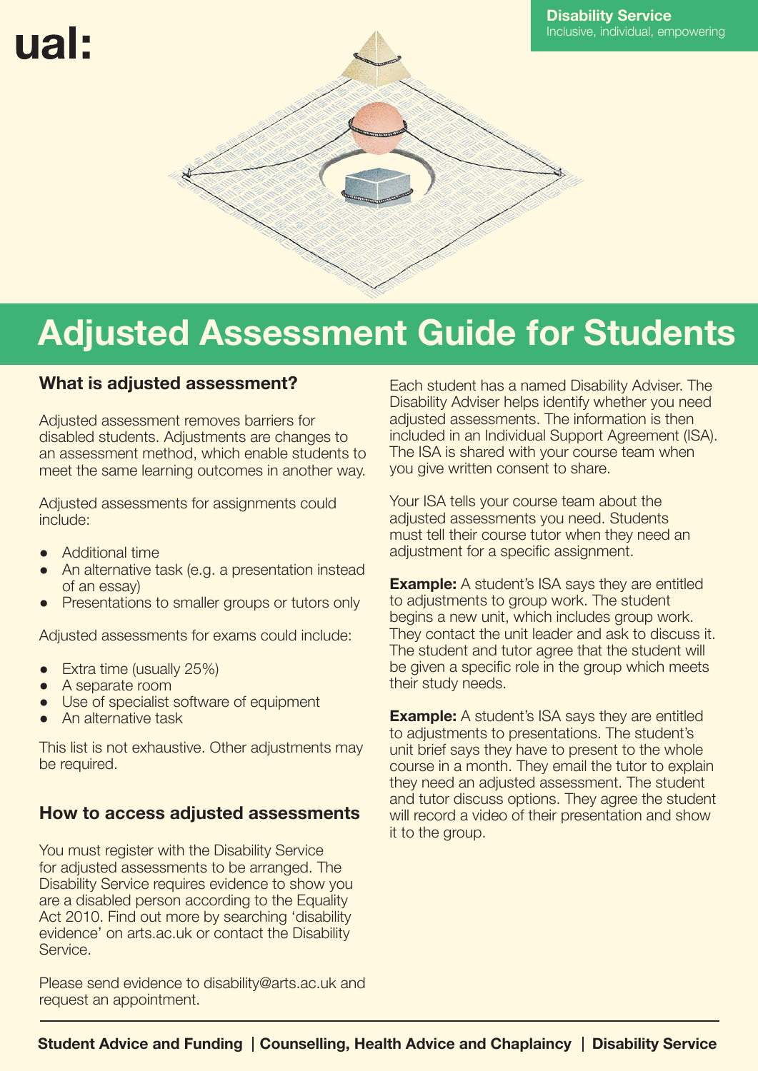ual:

**Disability Service**
Inclusive, individual, empowering

# Adjusted Assessment Guide for Students

## What is adjusted assessment?

Adjusted assessment removes barriers for disabled students. Adjustments are changes to an assessment method, which enable students to meet the same learning outcomes in another way.

Adjusted assessments for assignments could include:

- Additional time
- An alternative task (e.g. a presentation instead of an essay)
- Presentations to smaller groups or tutors only

Adjusted assessments for exams could include:

- Extra time (usually 25%)
- A separate room
- Use of specialist software of equipment
- An alternative task

This list is not exhaustive. Other adjustments may be required.

## How to access adjusted assessments

You must register with the Disability Service for adjusted assessments to be arranged. The Disability Service requires evidence to show you are a disabled person according to the Equality Act 2010. Find out more by searching 'disability evidence' on arts.ac.uk or contact the Disability Service.

Please send evidence to disability@arts.ac.uk and request an appointment.

Each student has a named Disability Adviser. The Disability Adviser helps identify whether you need adjusted assessments. The information is then included in an Individual Support Agreement (ISA). The ISA is shared with your course team when you give written consent to share.

Your ISA tells your course team about the adjusted assessments you need. Students must tell their course tutor when they need an adjustment for a specific assignment.

**Example:** A student's ISA says they are entitled to adjustments to group work. The student begins a new unit, which includes group work. They contact the unit leader and ask to discuss it. The student and tutor agree that the student will be given a specific role in the group which meets their study needs.

**Example:** A student's ISA says they are entitled to adjustments to presentations. The student's unit brief says they have to present to the whole course in a month. They email the tutor to explain they need an adjusted assessment. The student and tutor discuss options. They agree the student will record a video of their presentation and show it to the group.

**Student Advice and Funding | Counselling, Health Advice and Chaplaincy | Disability Service**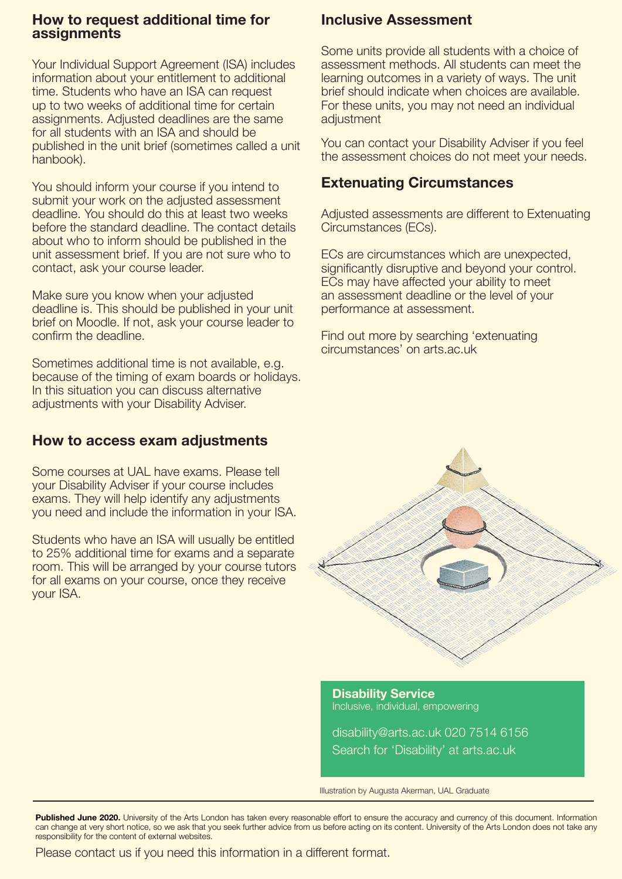## How to request additional time for assignments

Your Individual Support Agreement (ISA) includes information about your entitlement to additional time. Students who have an ISA can request up to two weeks of additional time for certain assignments. Adjusted deadlines are the same for all students with an ISA and should be published in the unit brief (sometimes called a unit hanbook).

You should inform your course if you intend to submit your work on the adjusted assessment deadline. You should do this at least two weeks before the standard deadline. The contact details about who to inform should be published in the unit assessment brief. If you are not sure who to contact, ask your course leader.

Make sure you know when your adjusted deadline is. This should be published in your unit brief on Moodle. If not, ask your course leader to confirm the deadline.

Sometimes additional time is not available, e.g. because of the timing of exam boards or holidays. In this situation you can discuss alternative adjustments with your Disability Adviser.

## How to access exam adjustments

Some courses at UAL have exams. Please tell your Disability Adviser if your course includes exams. They will help identify any adjustments you need and include the information in your ISA.

Students who have an ISA will usually be entitled to 25% additional time for exams and a separate room. This will be arranged by your course tutors for all exams on your course, once they receive your ISA.

## Inclusive Assessment

Some units provide all students with a choice of assessment methods. All students can meet the learning outcomes in a variety of ways. The unit brief should indicate when choices are available. For these units, you may not need an individual adjustment

You can contact your Disability Adviser if you feel the assessment choices do not meet your needs.

## Extenuating Circumstances

Adjusted assessments are different to Extenuating Circumstances (ECs).

ECs are circumstances which are unexpected, significantly disruptive and beyond your control. ECs may have affected your ability to meet an assessment deadline or the level of your performance at assessment.

Find out more by searching 'extenuating circumstances' on arts.ac.uk

**Disability Service**
Inclusive, individual, empowering

disability@arts.ac.uk 020 7514 6156
Search for 'Disability' at arts.ac.uk

Illustration by Augusta Akerman, UAL Graduate

**Published June 2020.** University of the Arts London has taken every reasonable effort to ensure the accuracy and currency of this document. Information can change at very short notice, so we ask that you seek further advice from us before acting on its content. University of the Arts London does not take any responsibility for the content of external websites.

Please contact us if you need this information in a different format.